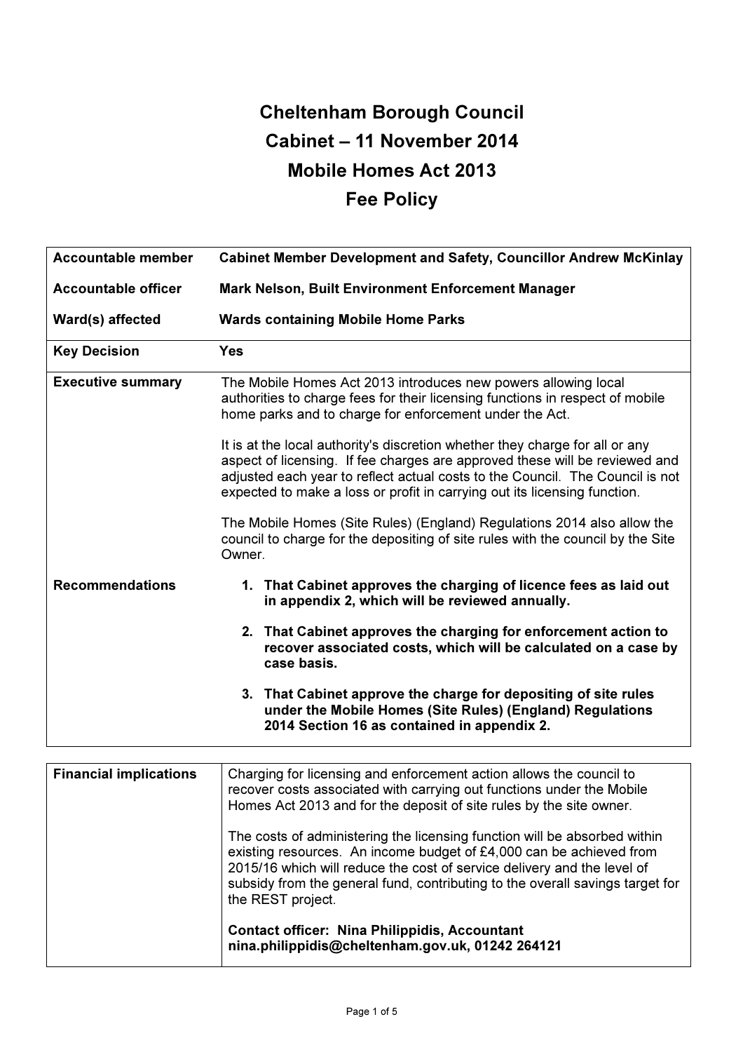# Cheltenham Borough Council
# Cabinet – 11 November 2014
# Mobile Homes Act 2013
# Fee Policy

| | |
|---|---|
| **Accountable member** | **Cabinet Member Development and Safety, Councillor Andrew McKinlay** |
| **Accountable officer** | **Mark Nelson, Built Environment Enforcement Manager** |
| **Ward(s) affected** | **Wards containing Mobile Home Parks** |
| **Key Decision** | **Yes** |
| **Executive summary** | The Mobile Homes Act 2013 introduces new powers allowing local authorities to charge fees for their licensing functions in respect of mobile home parks and to charge for enforcement under the Act.<br><br>It is at the local authority's discretion whether they charge for all or any aspect of licensing. If fee charges are approved these will be reviewed and adjusted each year to reflect actual costs to the Council. The Council is not expected to make a loss or profit in carrying out its licensing function.<br><br>The Mobile Homes (Site Rules) (England) Regulations 2014 also allow the council to charge for the depositing of site rules with the council by the Site Owner. |
| **Recommendations** | **1. That Cabinet approves the charging of licence fees as laid out in appendix 2, which will be reviewed annually.**<br><br>**2. That Cabinet approves the charging for enforcement action to recover associated costs, which will be calculated on a case by case basis.**<br><br>**3. That Cabinet approve the charge for depositing of site rules under the Mobile Homes (Site Rules) (England) Regulations 2014 Section 16 as contained in appendix 2.** |

| | |
|---|---|
| **Financial implications** | Charging for licensing and enforcement action allows the council to recover costs associated with carrying out functions under the Mobile Homes Act 2013 and for the deposit of site rules by the site owner.<br><br>The costs of administering the licensing function will be absorbed within existing resources. An income budget of £4,000 can be achieved from 2015/16 which will reduce the cost of service delivery and the level of subsidy from the general fund, contributing to the overall savings target for the REST project.<br><br>**Contact officer: Nina Philippidis, Accountant nina.philippidis@cheltenham.gov.uk, 01242 264121** |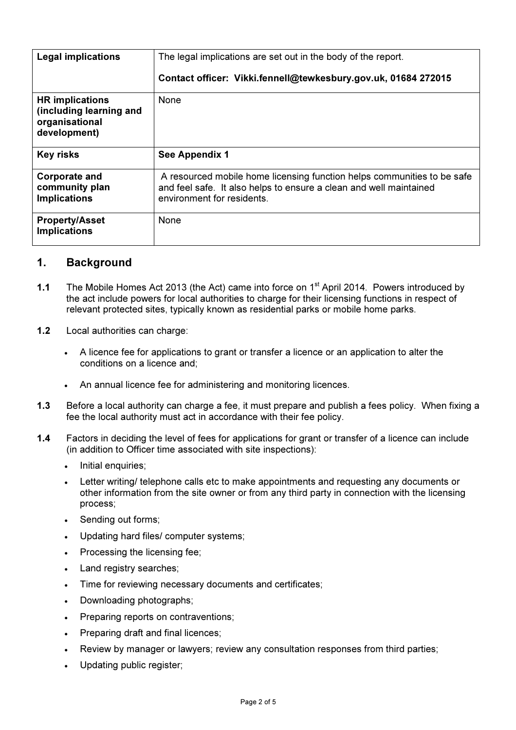| Legal implications | The legal implications are set out in the body of the report.<br><br>**Contact officer: Vikki.fennell@tewkesbury.gov.uk, 01684 272015** |
|---|---|
| **HR implications (including learning and organisational development)** | None |
| **Key risks** | **See Appendix 1** |
| **Corporate and community plan Implications** | A resourced mobile home licensing function helps communities to be safe and feel safe. It also helps to ensure a clean and well maintained environment for residents. |
| **Property/Asset Implications** | None |

## 1. Background

**1.1** The Mobile Homes Act 2013 (the Act) came into force on 1st April 2014. Powers introduced by the act include powers for local authorities to charge for their licensing functions in respect of relevant protected sites, typically known as residential parks or mobile home parks.

**1.2** Local authorities can charge:

- A licence fee for applications to grant or transfer a licence or an application to alter the conditions on a licence and;
- An annual licence fee for administering and monitoring licences.

**1.3** Before a local authority can charge a fee, it must prepare and publish a fees policy. When fixing a fee the local authority must act in accordance with their fee policy.

**1.4** Factors in deciding the level of fees for applications for grant or transfer of a licence can include (in addition to Officer time associated with site inspections):

- Initial enquiries;
- Letter writing/ telephone calls etc to make appointments and requesting any documents or other information from the site owner or from any third party in connection with the licensing process;
- Sending out forms;
- Updating hard files/ computer systems;
- Processing the licensing fee;
- Land registry searches;
- Time for reviewing necessary documents and certificates;
- Downloading photographs;
- Preparing reports on contraventions;
- Preparing draft and final licences;
- Review by manager or lawyers; review any consultation responses from third parties;
- Updating public register;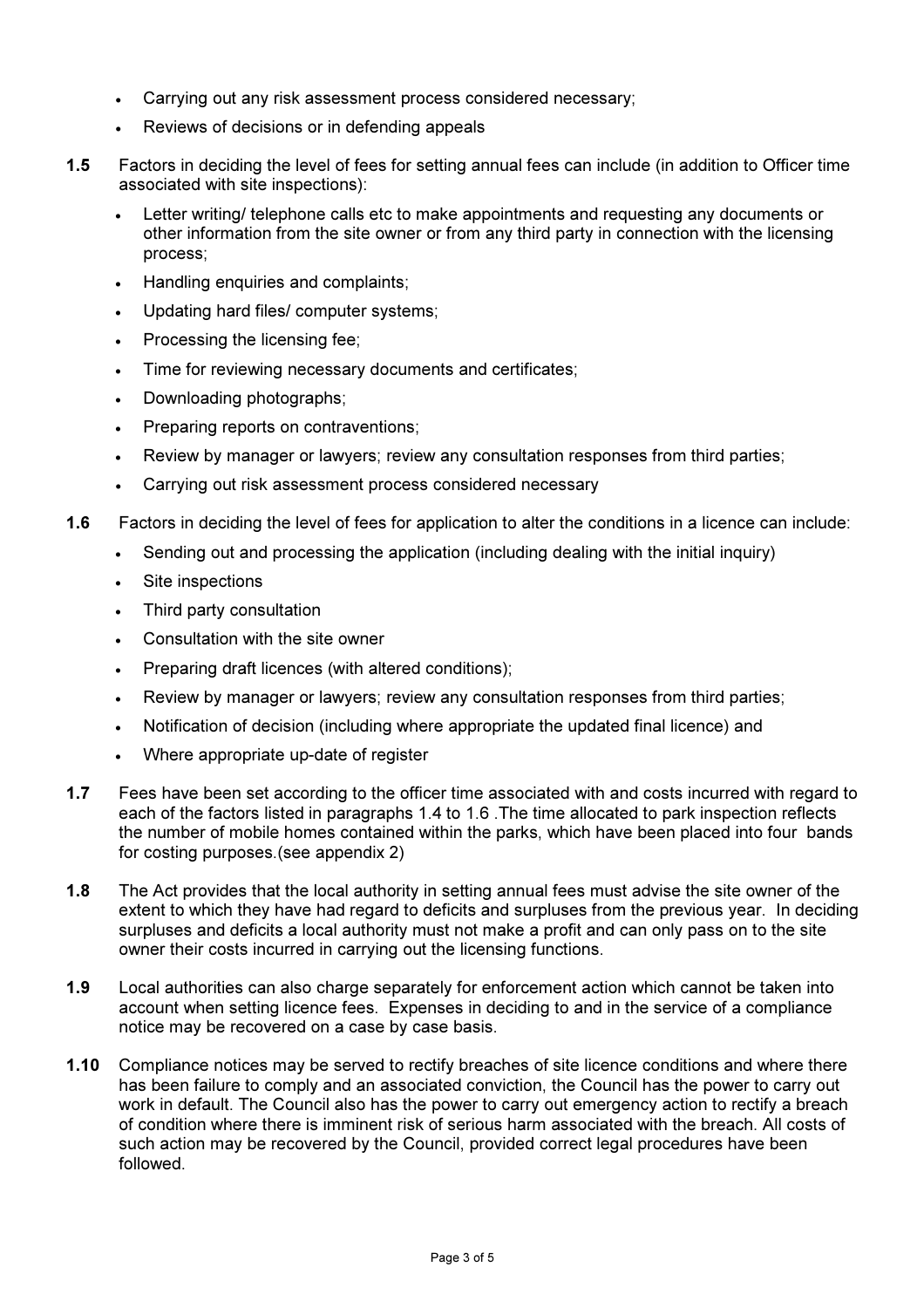- Carrying out any risk assessment process considered necessary;
- Reviews of decisions or in defending appeals

**1.5** Factors in deciding the level of fees for setting annual fees can include (in addition to Officer time associated with site inspections):

- Letter writing/ telephone calls etc to make appointments and requesting any documents or other information from the site owner or from any third party in connection with the licensing process;
- Handling enquiries and complaints;
- Updating hard files/ computer systems;
- Processing the licensing fee;
- Time for reviewing necessary documents and certificates;
- Downloading photographs;
- Preparing reports on contraventions;
- Review by manager or lawyers; review any consultation responses from third parties;
- Carrying out risk assessment process considered necessary

**1.6** Factors in deciding the level of fees for application to alter the conditions in a licence can include:

- Sending out and processing the application (including dealing with the initial inquiry)
- Site inspections
- Third party consultation
- Consultation with the site owner
- Preparing draft licences (with altered conditions);
- Review by manager or lawyers; review any consultation responses from third parties;
- Notification of decision (including where appropriate the updated final licence) and
- Where appropriate up-date of register

**1.7** Fees have been set according to the officer time associated with and costs incurred with regard to each of the factors listed in paragraphs 1.4 to 1.6 .The time allocated to park inspection reflects the number of mobile homes contained within the parks, which have been placed into four bands for costing purposes.(see appendix 2)

**1.8** The Act provides that the local authority in setting annual fees must advise the site owner of the extent to which they have had regard to deficits and surpluses from the previous year. In deciding surpluses and deficits a local authority must not make a profit and can only pass on to the site owner their costs incurred in carrying out the licensing functions.

**1.9** Local authorities can also charge separately for enforcement action which cannot be taken into account when setting licence fees. Expenses in deciding to and in the service of a compliance notice may be recovered on a case by case basis.

**1.10** Compliance notices may be served to rectify breaches of site licence conditions and where there has been failure to comply and an associated conviction, the Council has the power to carry out work in default. The Council also has the power to carry out emergency action to rectify a breach of condition where there is imminent risk of serious harm associated with the breach. All costs of such action may be recovered by the Council, provided correct legal procedures have been followed.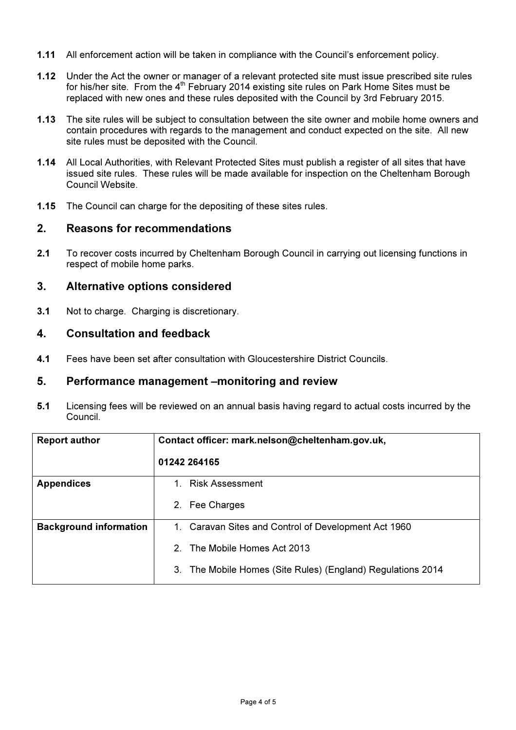**1.11** All enforcement action will be taken in compliance with the Council's enforcement policy.

**1.12** Under the Act the owner or manager of a relevant protected site must issue prescribed site rules for his/her site. From the 4th February 2014 existing site rules on Park Home Sites must be replaced with new ones and these rules deposited with the Council by 3rd February 2015.

**1.13** The site rules will be subject to consultation between the site owner and mobile home owners and contain procedures with regards to the management and conduct expected on the site. All new site rules must be deposited with the Council.

**1.14** All Local Authorities, with Relevant Protected Sites must publish a register of all sites that have issued site rules. These rules will be made available for inspection on the Cheltenham Borough Council Website.

**1.15** The Council can charge for the depositing of these sites rules.

## 2. Reasons for recommendations

**2.1** To recover costs incurred by Cheltenham Borough Council in carrying out licensing functions in respect of mobile home parks.

## 3. Alternative options considered

**3.1** Not to charge. Charging is discretionary.

## 4. Consultation and feedback

**4.1** Fees have been set after consultation with Gloucestershire District Councils.

## 5. Performance management –monitoring and review

**5.1** Licensing fees will be reviewed on an annual basis having regard to actual costs incurred by the Council.

| **Report author** | **Contact officer: mark.nelson@cheltenham.gov.uk, 01242 264165** |
|---|---|
| **Appendices** | 1. Risk Assessment<br>2. Fee Charges |
| **Background information** | 1. Caravan Sites and Control of Development Act 1960<br>2. The Mobile Homes Act 2013<br>3. The Mobile Homes (Site Rules) (England) Regulations 2014 |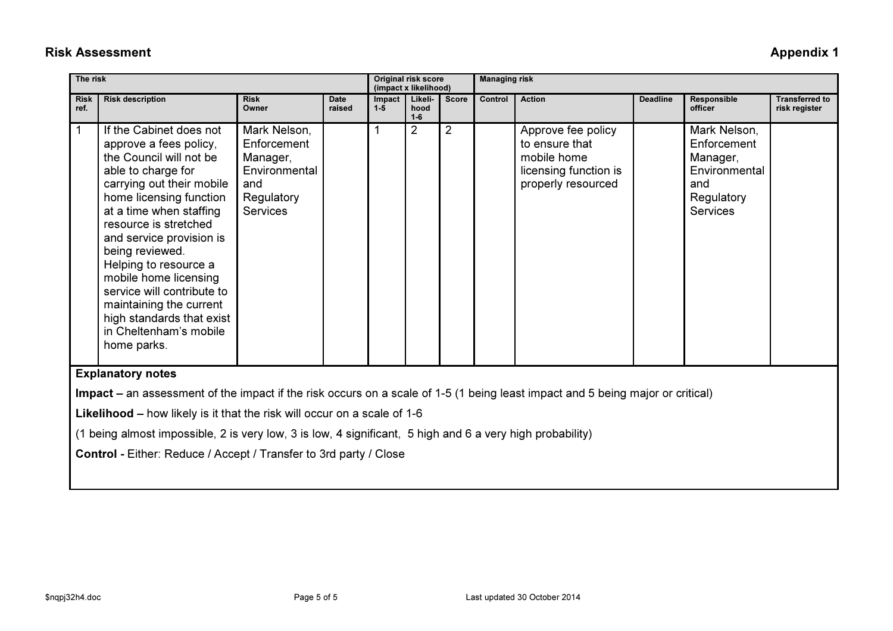**Risk Assessment** **Appendix 1**

| The risk | | | | Original risk score (impact x likelihood) | | | Managing risk | | | | |
|---|---|---|---|---|---|---|---|---|---|---|---|
| Risk ref. | Risk description | Risk Owner | Date raised | Impact 1-5 | Likeli-hood 1-6 | Score | Control | Action | Deadline | Responsible officer | Transferred to risk register |
| 1 | If the Cabinet does not approve a fees policy, the Council will not be able to charge for carrying out their mobile home licensing function at a time when staffing resource is stretched and service provision is being reviewed. Helping to resource a mobile home licensing service will contribute to maintaining the current high standards that exist in Cheltenham's mobile home parks. | Mark Nelson, Enforcement Manager, Environmental and Regulatory Services | | 1 | 2 | 2 | | Approve fee policy to ensure that mobile home licensing function is properly resourced | | Mark Nelson, Enforcement Manager, Environmental and Regulatory Services | |

**Explanatory notes**

**Impact –** an assessment of the impact if the risk occurs on a scale of 1-5 (1 being least impact and 5 being major or critical)

**Likelihood –** how likely is it that the risk will occur on a scale of 1-6

(1 being almost impossible, 2 is very low, 3 is low, 4 significant, 5 high and 6 a very high probability)

**Control -** Either: Reduce / Accept / Transfer to 3rd party / Close